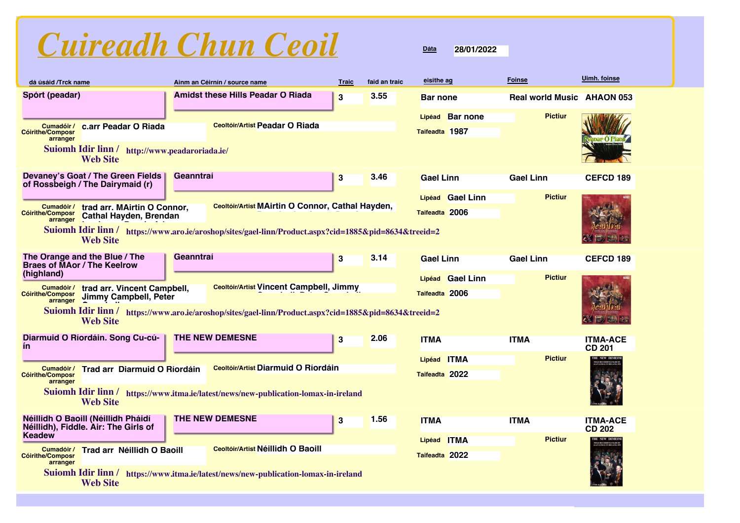# Cuireadh Chun Ceoil

**Dáta** 28/01/2022

| dá úsáid /Trck name | Ainm an Céirnín / source name | Traic | faid an traic | eisithe ag | Foinse | Uimh. foinse |
|---|---|---|---|---|---|---|
| Spórt (peadar) | Amidst these Hills Peadar O Riada | 3 | 3.55 | Bar none | Real world Music | AHAON 053 |
| Devaney's Goat / The Green Fields of Rossbeigh / The Dairymaid (r) | Geanntraí | 3 | 3.46 | Gael Linn | Gael Linn | CEFCD 189 |
| The Orange and the Blue / The Braes of MAor / The Keelrow (highland) | Geanntraí | 3 | 3.14 | Gael Linn | Gael Linn | CEFCD 189 |
| Diarmuid O Ríordáin. Song Cu-cú-ín | THE NEW DEMESNE | 3 | 2.06 | ITMA | ITMA | ITMA-ACE CD 201 |
| Néillidh O Baoill (Néillidh Pháidí Néillidh), Fiddle. Air: The Girls of Keadew | THE NEW DEMESNE | 3 | 1.56 | ITMA | ITMA | ITMA-ACE CD 202 |

**Spórt (peadar)**
- Cumadóir / Cóirithe/Composr arranger: c.arr Peadar O Riada
- Ceoltóir/Artist: Peadar O Riada
- Lipéad: Bar none
- Taifeadta: 1987
- Suiomh Idir linn / Web Site: http://www.peadaroriada.ie/
- Pictiur

**Devaney's Goat / The Green Fields of Rossbeigh / The Dairymaid (r)**
- Cumadóir / Cóirithe/Composr arranger: trad arr. MAirtin O Connor, Cathal Hayden, Brendan
- Ceoltóir/Artist: MAirtin O Connor, Cathal Hayden,
- Lipéad: Gael Linn
- Taifeadta: 2006
- Suiomh Idir linn / Web Site: https://www.aro.ie/aroshop/sites/gael-linn/Product.aspx?cid=1885&pid=8634&treeid=2
- Pictiur

**The Orange and the Blue / The Braes of MAor / The Keelrow (highland)**
- Cumadóir / Cóirithe/Composr arranger: trad arr. Vincent Campbell, Jimmy Campbell, Peter
- Ceoltóir/Artist: Vincent Campbell, Jimmy
- Lipéad: Gael Linn
- Taifeadta: 2006
- Suiomh Idir linn / Web Site: https://www.aro.ie/aroshop/sites/gael-linn/Product.aspx?cid=1885&pid=8634&treeid=2
- Pictiur

**Diarmuid O Ríordáin. Song Cu-cú-ín**
- Cumadóir / Cóirithe/Composr arranger: Trad arr Diarmuid O Ríordáin
- Ceoltóir/Artist: Diarmuid O Ríordáin
- Lipéad: ITMA
- Taifeadta: 2022
- Suiomh Idir linn / Web Site: https://www.itma.ie/latest/news/new-publication-lomax-in-ireland
- Pictiur

**Néillidh O Baoill (Néillidh Pháidí Néillidh), Fiddle. Air: The Girls of Keadew**
- Cumadóir / Cóirithe/Composr arranger: Trad arr Néillidh O Baoill
- Ceoltóir/Artist: Néillidh O Baoill
- Lipéad: ITMA
- Taifeadta: 2022
- Suiomh Idir linn / Web Site: https://www.itma.ie/latest/news/new-publication-lomax-in-ireland
- Pictiur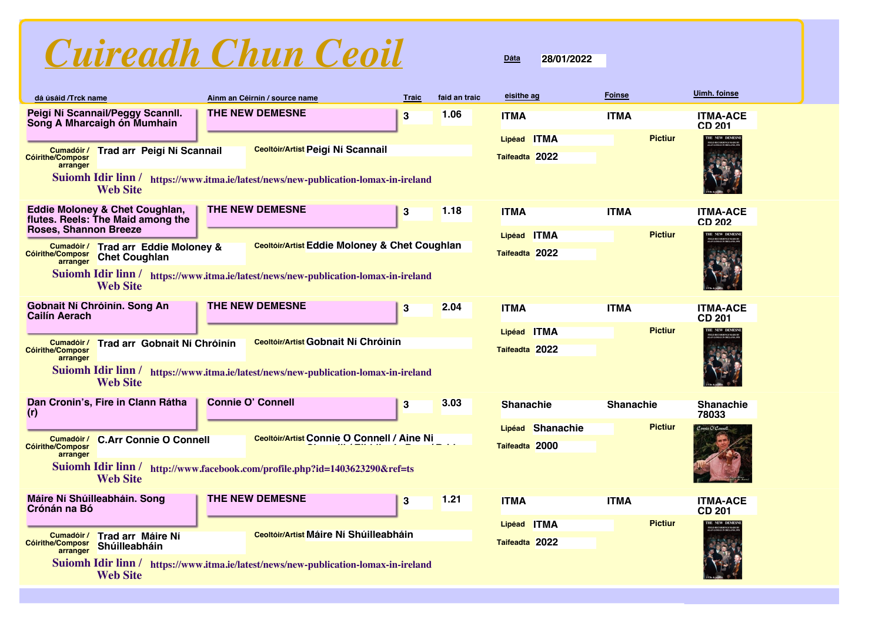# Cuireadh Chun Ceoil

**Dáta** 28/01/2022

| dá úsáid /Trck name | Ainm an Céirnín / source name | Traic | faid an traic | eisithe ag | Foinse | Uimh. foinse |
|---|---|---|---|---|---|---|
| Peigí Ní Scannail/Peggy Scannll. Song A Mharcaigh ón Mumhain | THE NEW DEMESNE | 3 | 1.06 | ITMA | ITMA | ITMA-ACE CD 201 |
| Eddie Moloney & Chet Coughlan, flutes. Reels: The Maid among the Roses, Shannon Breeze | THE NEW DEMESNE | 3 | 1.18 | ITMA | ITMA | ITMA-ACE CD 202 |
| Gobnait Ní Chróinín. Song An Cailín Aerach | THE NEW DEMESNE | 3 | 2.04 | ITMA | ITMA | ITMA-ACE CD 201 |
| Dan Cronin's, Fire in Clann Rátha (r) | Connie O' Connell | 3 | 3.03 | Shanachie | Shanachie | Shanachie 78033 |
| Máire Ní Shúilleabháin. Song Crónán na Bó | THE NEW DEMESNE | 3 | 1.21 | ITMA | ITMA | ITMA-ACE CD 201 |

**Peigí Ní Scannail/Peggy Scannll. Song A Mharcaigh ón Mumhain**
- Cumadóir / Cóirithe/Composr arranger: Trad arr Peigí Ní Scannail
- Ceoltóir/Artist: Peigí Ní Scannail
- Lipéad: ITMA
- Taifeadta: 2022
- Pictiur
- Suiomh Idir linn / Web Site: https://www.itma.ie/latest/news/new-publication-lomax-in-ireland

**Eddie Moloney & Chet Coughlan, flutes. Reels: The Maid among the Roses, Shannon Breeze**
- Cumadóir / Cóirithe/Composr arranger: Trad arr Eddie Moloney & Chet Coughlan
- Ceoltóir/Artist: Eddie Moloney & Chet Coughlan
- Lipéad: ITMA
- Taifeadta: 2022
- Pictiur
- Suiomh Idir linn / Web Site: https://www.itma.ie/latest/news/new-publication-lomax-in-ireland

**Gobnait Ní Chróinín. Song An Cailín Aerach**
- Cumadóir / Cóirithe/Composr arranger: Trad arr Gobnait Ní Chróinín
- Ceoltóir/Artist: Gobnait Ní Chróinín
- Lipéad: ITMA
- Taifeadta: 2022
- Pictiur
- Suiomh Idir linn / Web Site: https://www.itma.ie/latest/news/new-publication-lomax-in-ireland

**Dan Cronin's, Fire in Clann Rátha (r)**
- Cumadóir / Cóirithe/Composr arranger: C.Arr Connie O Connell
- Ceoltóir/Artist: Connie O Connell / Aine Ni
- Lipéad: Shanachie
- Taifeadta: 2000
- Pictiur
- Suiomh Idir linn / Web Site: http://www.facebook.com/profile.php?id=1403623290&ref=ts

**Máire Ní Shúilleabháin. Song Crónán na Bó**
- Cumadóir / Cóirithe/Composr arranger: Trad arr Máire Ní Shúilleabháin
- Ceoltóir/Artist: Máire Ní Shúilleabháin
- Lipéad: ITMA
- Taifeadta: 2022
- Pictiur
- Suiomh Idir linn / Web Site: https://www.itma.ie/latest/news/new-publication-lomax-in-ireland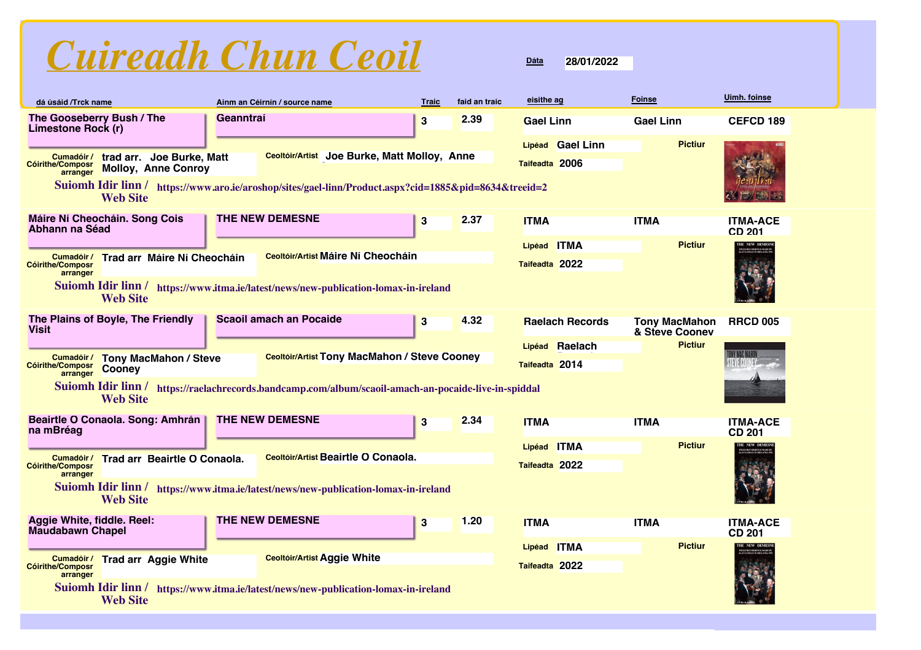# Cuireadh Chun Ceoil

**Dáta** 28/01/2022

| dá úsáid /Trck name | Ainm an Céirnín / source name | Traic | faid an traic | eisithe ag | Foinse | Uimh. foinse |
|---|---|---|---|---|---|---|
| The Gooseberry Bush / The Limestone Rock (r) | Geanntraí | 3 | 2.39 | Gael Linn | Gael Linn | CEFCD 189 |

Cumadóir / Cóirithe/Composr arranger: trad arr. Joe Burke, Matt Molloy, Anne Conroy
Ceoltóir/Artist: Joe Burke, Matt Molloy, Anne
Lipéad: Gael Linn
Taifeadta: 2006
Pictiur
Suiomh Idir linn / Web Site: https://www.aro.ie/aroshop/sites/gael-linn/Product.aspx?cid=1885&pid=8634&treeid=2

---

| dá úsáid /Trck name | Ainm an Céirnín / source name | Traic | faid an traic | eisithe ag | Foinse | Uimh. foinse |
|---|---|---|---|---|---|---|
| Máire Ní Cheocháin. Song Cois Abhann na Séad | THE NEW DEMESNE | 3 | 2.37 | ITMA | ITMA | ITMA-ACE CD 201 |

Cumadóir / Cóirithe/Composr arranger: Trad arr Máire Ní Cheocháin
Ceoltóir/Artist: Máire Ní Cheocháin
Lipéad: ITMA
Taifeadta: 2022
Pictiur
Suiomh Idir linn / Web Site: https://www.itma.ie/latest/news/new-publication-lomax-in-ireland

---

| dá úsáid /Trck name | Ainm an Céirnín / source name | Traic | faid an traic | eisithe ag | Foinse | Uimh. foinse |
|---|---|---|---|---|---|---|
| The Plains of Boyle, The Friendly Visit | Scaoil amach an Pocaide | 3 | 4.32 | Raelach Records | Tony MacMahon & Steve Cooney | RRCD 005 |

Cumadóir / Cóirithe/Composr arranger: Tony MacMahon / Steve Cooney
Ceoltóir/Artist: Tony MacMahon / Steve Cooney
Lipéad: Raelach
Taifeadta: 2014
Pictiur
Suiomh Idir linn / Web Site: https://raelachrecords.bandcamp.com/album/scaoil-amach-an-pocaide-live-in-spiddal

---

| dá úsáid /Trck name | Ainm an Céirnín / source name | Traic | faid an traic | eisithe ag | Foinse | Uimh. foinse |
|---|---|---|---|---|---|---|
| Beairtle O Conaola. Song: Amhrán na mBréag | THE NEW DEMESNE | 3 | 2.34 | ITMA | ITMA | ITMA-ACE CD 201 |

Cumadóir / Cóirithe/Composr arranger: Trad arr Beairtle O Conaola.
Ceoltóir/Artist: Beairtle O Conaola.
Lipéad: ITMA
Taifeadta: 2022
Pictiur
Suiomh Idir linn / Web Site: https://www.itma.ie/latest/news/new-publication-lomax-in-ireland

---

| dá úsáid /Trck name | Ainm an Céirnín / source name | Traic | faid an traic | eisithe ag | Foinse | Uimh. foinse |
|---|---|---|---|---|---|---|
| Aggie White, fiddle. Reel: Maudabawn Chapel | THE NEW DEMESNE | 3 | 1.20 | ITMA | ITMA | ITMA-ACE CD 201 |

Cumadóir / Cóirithe/Composr arranger: Trad arr Aggie White
Ceoltóir/Artist: Aggie White
Lipéad: ITMA
Taifeadta: 2022
Pictiur
Suiomh Idir linn / Web Site: https://www.itma.ie/latest/news/new-publication-lomax-in-ireland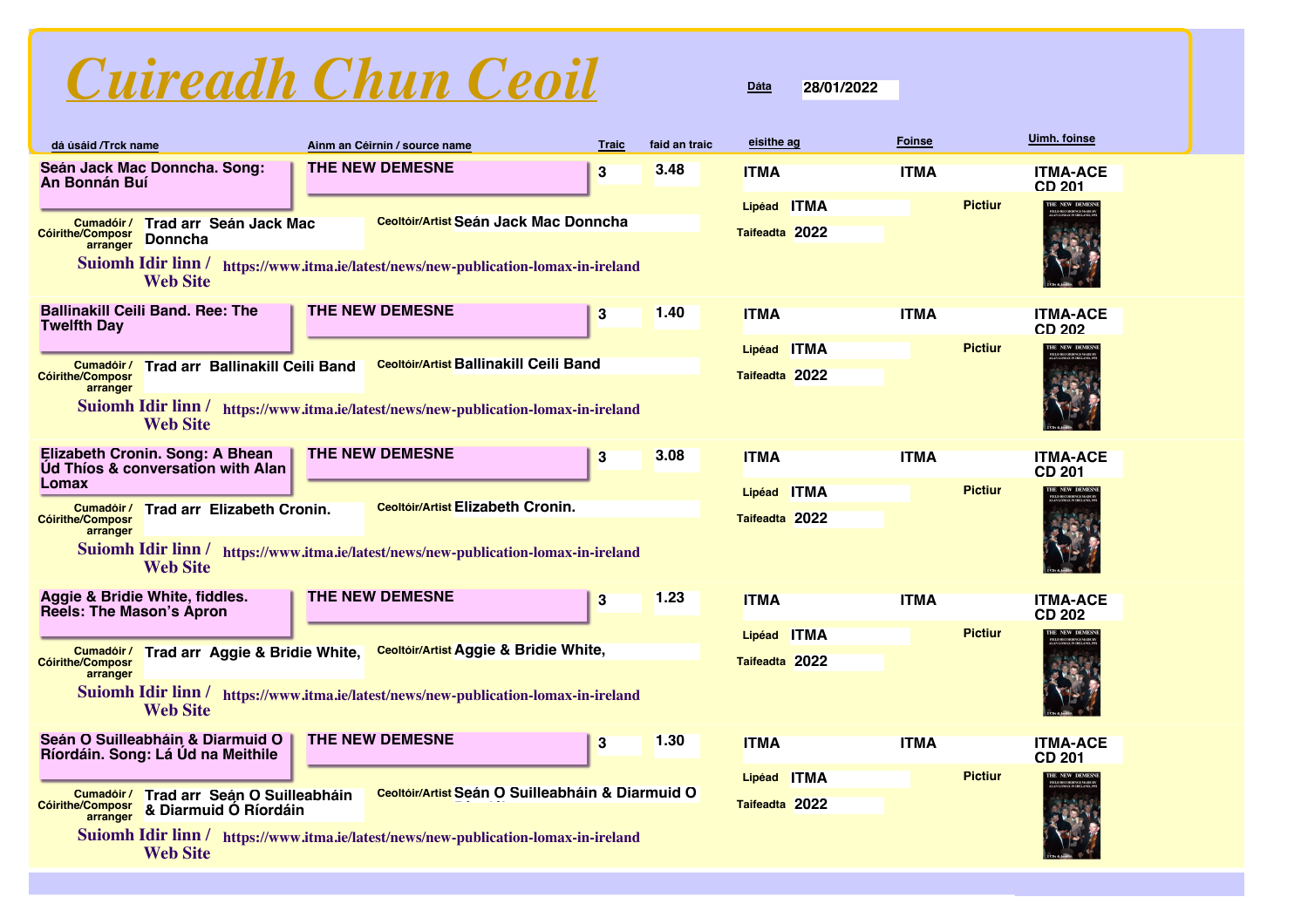# Cuireadh Chun Ceoil

**Dáta** 28/01/2022

| dá úsáid /Trck name | Ainm an Céirnín / source name | Traic | faid an traic | eisithe ag | Foinse | Uimh. foinse |
|---|---|---|---|---|---|---|
| Seán Jack Mac Donncha. Song: An Bonnán Buí | THE NEW DEMESNE | 3 | 3.48 | ITMA | ITMA | ITMA-ACE CD 201 |

Cumadóir / Cóirithe/Composr arranger: Trad arr Seán Jack Mac Donncha
Ceoltóir/Artist: Seán Jack Mac Donncha
Lipéad: ITMA
Taifeadta: 2022
Pictiur
Suiomh Idir linn / Web Site: https://www.itma.ie/latest/news/new-publication-lomax-in-ireland

| dá úsáid /Trck name | Ainm an Céirnín / source name | Traic | faid an traic | eisithe ag | Foinse | Uimh. foinse |
|---|---|---|---|---|---|---|
| Ballinakill Ceili Band. Ree: The Twelfth Day | THE NEW DEMESNE | 3 | 1.40 | ITMA | ITMA | ITMA-ACE CD 202 |

Cumadóir / Cóirithe/Composr arranger: Trad arr Ballinakill Ceili Band
Ceoltóir/Artist: Ballinakill Ceili Band
Lipéad: ITMA
Taifeadta: 2022
Pictiur
Suiomh Idir linn / Web Site: https://www.itma.ie/latest/news/new-publication-lomax-in-ireland

| dá úsáid /Trck name | Ainm an Céirnín / source name | Traic | faid an traic | eisithe ag | Foinse | Uimh. foinse |
|---|---|---|---|---|---|---|
| Elizabeth Cronin. Song: A Bhean Úd Thíos & conversation with Alan Lomax | THE NEW DEMESNE | 3 | 3.08 | ITMA | ITMA | ITMA-ACE CD 201 |

Cumadóir / Cóirithe/Composr arranger: Trad arr Elizabeth Cronin.
Ceoltóir/Artist: Elizabeth Cronin.
Lipéad: ITMA
Taifeadta: 2022
Pictiur
Suiomh Idir linn / Web Site: https://www.itma.ie/latest/news/new-publication-lomax-in-ireland

| dá úsáid /Trck name | Ainm an Céirnín / source name | Traic | faid an traic | eisithe ag | Foinse | Uimh. foinse |
|---|---|---|---|---|---|---|
| Aggie & Bridie White, fiddles. Reels: The Mason's Apron | THE NEW DEMESNE | 3 | 1.23 | ITMA | ITMA | ITMA-ACE CD 202 |

Cumadóir / Cóirithe/Composr arranger: Trad arr Aggie & Bridie White,
Ceoltóir/Artist: Aggie & Bridie White,
Lipéad: ITMA
Taifeadta: 2022
Pictiur
Suiomh Idir linn / Web Site: https://www.itma.ie/latest/news/new-publication-lomax-in-ireland

| dá úsáid /Trck name | Ainm an Céirnín / source name | Traic | faid an traic | eisithe ag | Foinse | Uimh. foinse |
|---|---|---|---|---|---|---|
| Seán O Suilleabháin & Diarmuid O Ríordáin. Song: Lá Úd na Meithile | THE NEW DEMESNE | 3 | 1.30 | ITMA | ITMA | ITMA-ACE CD 201 |

Cumadóir / Cóirithe/Composr arranger: Trad arr Seán O Suilleabháin & Diarmuid Ó Ríordáin
Ceoltóir/Artist: Seán O Suilleabháin & Diarmuid O Ríordáin
Lipéad: ITMA
Taifeadta: 2022
Pictiur
Suiomh Idir linn / Web Site: https://www.itma.ie/latest/news/new-publication-lomax-in-ireland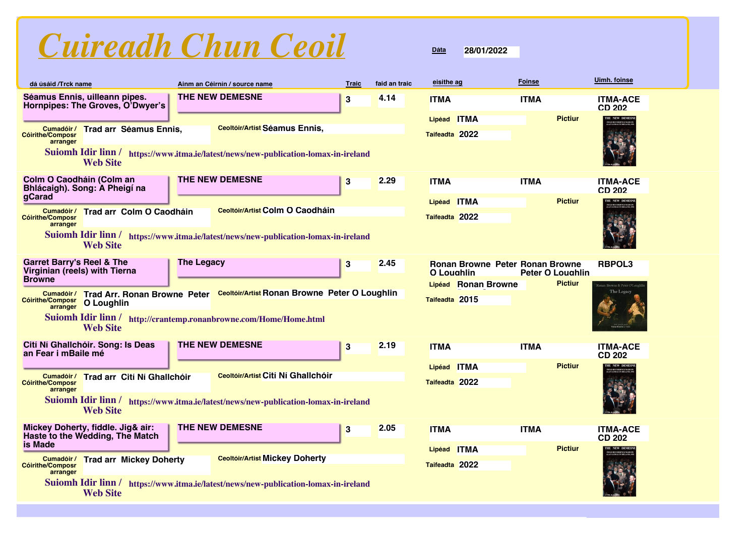# Cuireadh Chun Ceoil

**Dáta** 28/01/2022

| dá úsáid /Trck name | Ainm an Céirnín / source name | Traic | faid an traic | eisithe ag | Foinse | Uimh. foinse |
|---|---|---|---|---|---|---|
| Séamus Ennis, uilleann pipes. Hornpipes: The Groves, O'Dwyer's | THE NEW DEMESNE | 3 | 4.14 | ITMA | ITMA | ITMA-ACE CD 202 |
| Colm O Caodháin (Colm an Bhlácaigh). Song: A Pheigí na gCarad | THE NEW DEMESNE | 3 | 2.29 | ITMA | ITMA | ITMA-ACE CD 202 |
| Garret Barry's Reel & The Virginian (reels) with Tierna Browne | The Legacy | 3 | 2.45 | Ronan Browne Peter O Loughlin | Ronan Browne Peter O Loughlin | RBPOL3 |
| Cití Ní Ghallchóir. Song: Is Deas an Fear i mBaile mé | THE NEW DEMESNE | 3 | 2.19 | ITMA | ITMA | ITMA-ACE CD 202 |
| Mickey Doherty, fiddle. Jig& air: Haste to the Wedding, The Match is Made | THE NEW DEMESNE | 3 | 2.05 | ITMA | ITMA | ITMA-ACE CD 202 |

**Séamus Ennis, uilleann pipes. Hornpipes: The Groves, O'Dwyer's**
- Cumadóir / Cóirithe/Composr arranger: Trad arr Séamus Ennis,
- Ceoltóir/Artist: Séamus Ennis,
- Lipéad: ITMA
- Taifeadta: 2022
- Pictiur
- Suiomh Idir linn / Web Site: https://www.itma.ie/latest/news/new-publication-lomax-in-ireland

**Colm O Caodháin (Colm an Bhlácaigh). Song: A Pheigí na gCarad**
- Cumadóir / Cóirithe/Composr arranger: Trad arr Colm O Caodháin
- Ceoltóir/Artist: Colm O Caodháin
- Lipéad: ITMA
- Taifeadta: 2022
- Pictiur
- Suiomh Idir linn / Web Site: https://www.itma.ie/latest/news/new-publication-lomax-in-ireland

**Garret Barry's Reel & The Virginian (reels) with Tierna Browne**
- Cumadóir / Cóirithe/Composr arranger: Trad Arr. Ronan Browne Peter O Loughlin
- Ceoltóir/Artist: Ronan Browne Peter O Loughlin
- Lipéad: Ronan Browne
- Taifeadta: 2015
- Pictiur
- Suiomh Idir linn / Web Site: http://crantemp.ronanbrowne.com/Home/Home.html

**Cití Ní Ghallchóir. Song: Is Deas an Fear i mBaile mé**
- Cumadóir / Cóirithe/Composr arranger: Trad arr Cití Ní Ghallchóir
- Ceoltóir/Artist: Cití Ní Ghallchóir
- Lipéad: ITMA
- Taifeadta: 2022
- Pictiur
- Suiomh Idir linn / Web Site: https://www.itma.ie/latest/news/new-publication-lomax-in-ireland

**Mickey Doherty, fiddle. Jig& air: Haste to the Wedding, The Match is Made**
- Cumadóir / Cóirithe/Composr arranger: Trad arr Mickey Doherty
- Ceoltóir/Artist: Mickey Doherty
- Lipéad: ITMA
- Taifeadta: 2022
- Pictiur
- Suiomh Idir linn / Web Site: https://www.itma.ie/latest/news/new-publication-lomax-in-ireland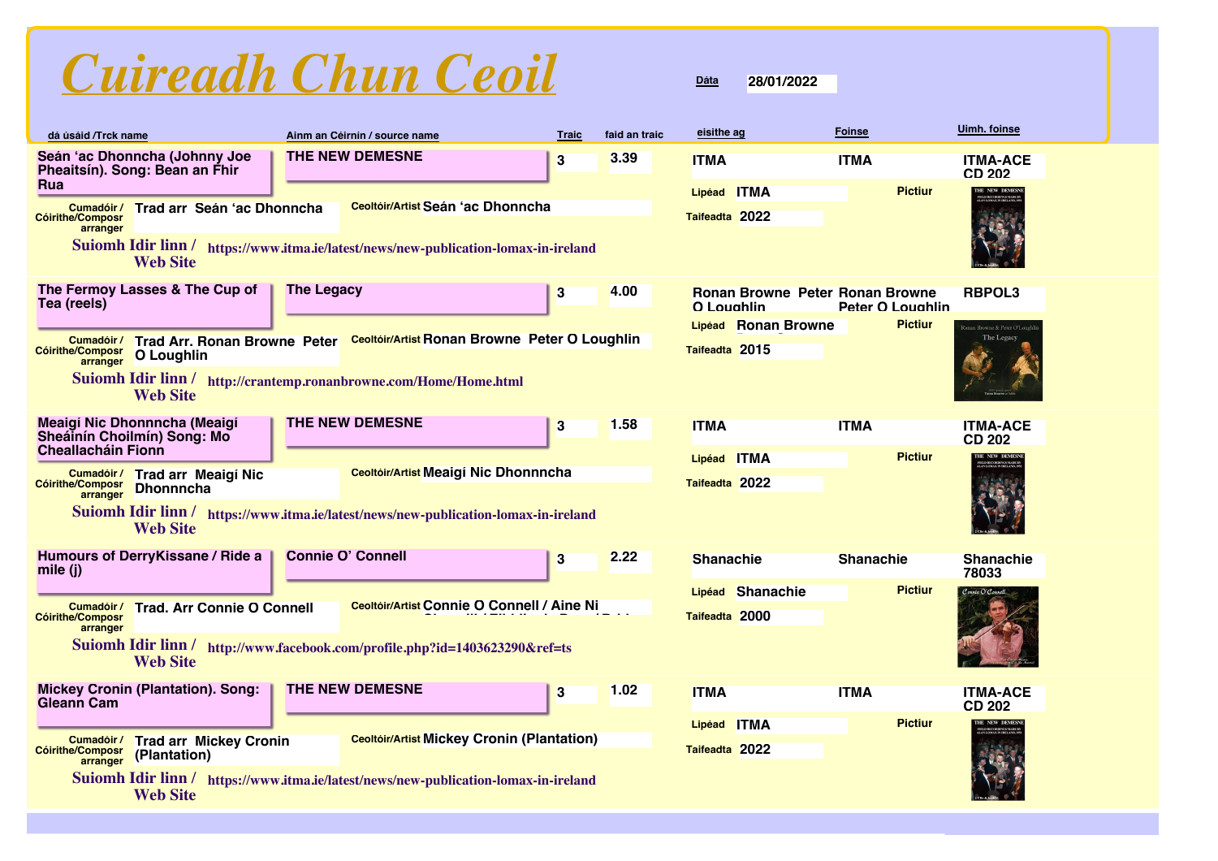# Cuireadh Chun Ceoil

**Dáta** 28/01/2022

| dá úsáid /Trck name | Ainm an Céirnín / source name | Traic | faid an traic | eisithe ag | Foinse | Uimh. foinse |
|---|---|---|---|---|---|---|
| Seán 'ac Dhonncha (Johnny Joe Pheaitsín). Song: Bean an Fhir Rua | THE NEW DEMESNE | 3 | 3.39 | ITMA | ITMA | ITMA-ACE CD 202 |

**Cumadóir / Cóirithe/Composr arranger:** Trad arr Seán 'ac Dhonncha
**Ceoltóir/Artist:** Seán 'ac Dhonncha
**Lipéad:** ITMA
**Taifeadta:** 2022
**Pictiur**
**Suiomh Idir linn / Web Site:** https://www.itma.ie/latest/news/new-publication-lomax-in-ireland

| dá úsáid /Trck name | Ainm an Céirnín / source name | Traic | faid an traic | eisithe ag | Foinse | Uimh. foinse |
|---|---|---|---|---|---|---|
| The Fermoy Lasses & The Cup of Tea (reels) | The Legacy | 3 | 4.00 | Ronan Browne Peter O Loughlin | Ronan Browne Peter O Loughlin | RBPOL3 |

**Cumadóir / Cóirithe/Composr arranger:** Trad Arr. Ronan Browne Peter O Loughlin
**Ceoltóir/Artist:** Ronan Browne Peter O Loughlin
**Lipéad:** Ronan Browne
**Taifeadta:** 2015
**Pictiur**
**Suiomh Idir linn / Web Site:** http://crantemp.ronanbrowne.com/Home/Home.html

| dá úsáid /Trck name | Ainm an Céirnín / source name | Traic | faid an traic | eisithe ag | Foinse | Uimh. foinse |
|---|---|---|---|---|---|---|
| Meaigí Nic Dhonnncha (Meaigí Sheáinín Choilmín) Song: Mo Cheallacháin Fionn | THE NEW DEMESNE | 3 | 1.58 | ITMA | ITMA | ITMA-ACE CD 202 |

**Cumadóir / Cóirithe/Composr arranger:** Trad arr Meaigí Nic Dhonnncha
**Ceoltóir/Artist:** Meaigí Nic Dhonnncha
**Lipéad:** ITMA
**Taifeadta:** 2022
**Pictiur**
**Suiomh Idir linn / Web Site:** https://www.itma.ie/latest/news/new-publication-lomax-in-ireland

| dá úsáid /Trck name | Ainm an Céirnín / source name | Traic | faid an traic | eisithe ag | Foinse | Uimh. foinse |
|---|---|---|---|---|---|---|
| Humours of DerryKissane / Ride a mile (j) | Connie O' Connell | 3 | 2.22 | Shanachie | Shanachie | Shanachie 78033 |

**Cumadóir / Cóirithe/Composr arranger:** Trad. Arr Connie O Connell
**Ceoltóir/Artist:** Connie O Connell / Aine Ni
**Lipéad:** Shanachie
**Taifeadta:** 2000
**Pictiur**
**Suiomh Idir linn / Web Site:** http://www.facebook.com/profile.php?id=1403623290&ref=ts

| dá úsáid /Trck name | Ainm an Céirnín / source name | Traic | faid an traic | eisithe ag | Foinse | Uimh. foinse |
|---|---|---|---|---|---|---|
| Mickey Cronin (Plantation). Song: Gleann Cam | THE NEW DEMESNE | 3 | 1.02 | ITMA | ITMA | ITMA-ACE CD 202 |

**Cumadóir / Cóirithe/Composr arranger:** Trad arr Mickey Cronin (Plantation)
**Ceoltóir/Artist:** Mickey Cronin (Plantation)
**Lipéad:** ITMA
**Taifeadta:** 2022
**Pictiur**
**Suiomh Idir linn / Web Site:** https://www.itma.ie/latest/news/new-publication-lomax-in-ireland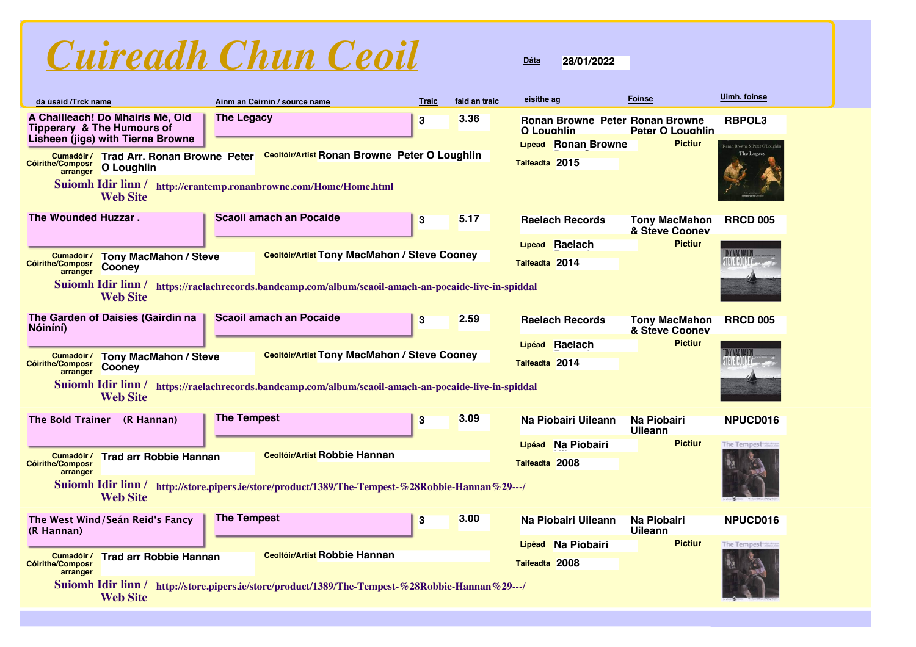# Cuireadh Chun Ceoil

**Dáta** 28/01/2022

| dá úsáid /Trck name | Ainm an Céirnín / source name | Traic | faid an traic | eisithe ag | Foinse | Uimh. foinse |
|---|---|---|---|---|---|---|
| A Chailleach! Do Mhairís Mé, Old Tipperary & The Humours of Lisheen (jigs) with Tierna Browne | The Legacy | 3 | 3.36 | Ronan Browne Peter O Loughlin | Ronan Browne Peter O Loughlin | RBPOL3 |

Cumadóir / Cóirithe/Composr arranger: Trad Arr. Ronan Browne Peter O Loughlin
Ceoltóir/Artist: Ronan Browne Peter O Loughlin
Lipéad: Ronan Browne
Taifeadta: 2015
Pictiur
Suiomh Idir linn / Web Site: http://crantemp.ronanbrowne.com/Home/Home.html

| dá úsáid /Trck name | Ainm an Céirnín / source name | Traic | faid an traic | eisithe ag | Foinse | Uimh. foinse |
|---|---|---|---|---|---|---|
| The Wounded Huzzar . | Scaoil amach an Pocaide | 3 | 5.17 | Raelach Records | Tony MacMahon & Steve Cooney | RRCD 005 |

Cumadóir / Cóirithe/Composr arranger: Tony MacMahon / Steve Cooney
Ceoltóir/Artist: Tony MacMahon / Steve Cooney
Lipéad: Raelach
Taifeadta: 2014
Pictiur
Suiomh Idir linn / Web Site: https://raelachrecords.bandcamp.com/album/scaoil-amach-an-pocaide-live-in-spiddal

| dá úsáid /Trck name | Ainm an Céirnín / source name | Traic | faid an traic | eisithe ag | Foinse | Uimh. foinse |
|---|---|---|---|---|---|---|
| The Garden of Daisies (Gairdín na Nóiníní) | Scaoil amach an Pocaide | 3 | 2.59 | Raelach Records | Tony MacMahon & Steve Cooney | RRCD 005 |

Cumadóir / Cóirithe/Composr arranger: Tony MacMahon / Steve Cooney
Ceoltóir/Artist: Tony MacMahon / Steve Cooney
Lipéad: Raelach
Taifeadta: 2014
Pictiur
Suiomh Idir linn / Web Site: https://raelachrecords.bandcamp.com/album/scaoil-amach-an-pocaide-live-in-spiddal

| dá úsáid /Trck name | Ainm an Céirnín / source name | Traic | faid an traic | eisithe ag | Foinse | Uimh. foinse |
|---|---|---|---|---|---|---|
| The Bold Trainer (R Hannan) | The Tempest | 3 | 3.09 | Na Piobairi Uileann | Na Piobairi Uileann | NPUCD016 |

Cumadóir / Cóirithe/Composr arranger: Trad arr Robbie Hannan
Ceoltóir/Artist: Robbie Hannan
Lipéad: Na Piobairi
Taifeadta: 2008
Pictiur
Suiomh Idir linn / Web Site: http://store.pipers.ie/store/product/1389/The-Tempest-%28Robbie-Hannan%29---/

| dá úsáid /Trck name | Ainm an Céirnín / source name | Traic | faid an traic | eisithe ag | Foinse | Uimh. foinse |
|---|---|---|---|---|---|---|
| The West Wind/Seán Reid's Fancy (R Hannan) | The Tempest | 3 | 3.00 | Na Piobairi Uileann | Na Piobairi Uileann | NPUCD016 |

Cumadóir / Cóirithe/Composr arranger: Trad arr Robbie Hannan
Ceoltóir/Artist: Robbie Hannan
Lipéad: Na Piobairi
Taifeadta: 2008
Pictiur
Suiomh Idir linn / Web Site: http://store.pipers.ie/store/product/1389/The-Tempest-%28Robbie-Hannan%29---/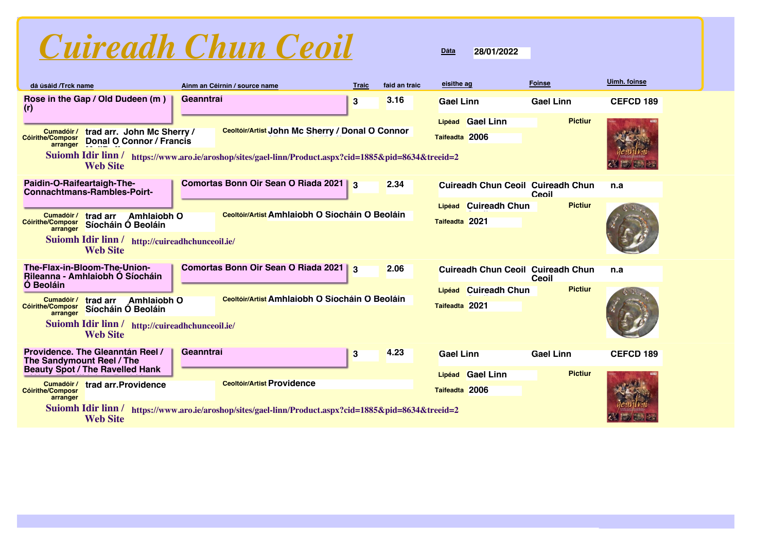# Cuireadh Chun Ceoil

**Dáta** 28/01/2022

| dá úsáid /Trck name | Ainm an Céirnín / source name | Traic | faid an traic | eisithe ag | Foinse | Uimh. foinse |
|---|---|---|---|---|---|---|
| Rose in the Gap / Old Dudeen (m ) (r) | Geanntraí | 3 | 3.16 | Gael Linn | Gael Linn | CEFCD 189 |

Cumadóir / Cóirithe/Composr arranger: trad arr. John Mc Sherry / Donal O Connor / Francis

Ceoltóir/Artist: John Mc Sherry / Donal O Connor

Lipéad: Gael Linn

Taifeadta: 2006

Pictiur

Suiomh Idir linn / Web Site: https://www.aro.ie/aroshop/sites/gael-linn/Product.aspx?cid=1885&pid=8634&treeid=2

| dá úsáid /Trck name | Ainm an Céirnín / source name | Traic | faid an traic | eisithe ag | Foinse | Uimh. foinse |
|---|---|---|---|---|---|---|
| Paidin-O-Raifeartaigh-The-Connachtmans-Rambles-Poirt- | Comortas Bonn Oir Sean O Riada 2021 | 3 | 2.34 | Cuireadh Chun Ceoil | Cuireadh Chun Ceoil | n.a |

Cumadóir / Cóirithe/Composr arranger: trad arr Amhlaiobh O Síocháin Ó Beoláin

Ceoltóir/Artist: Amhlaiobh O Síocháin O Beoláin

Lipéad: Cuireadh Chun

Taifeadta: 2021

Pictiur

Suiomh Idir linn / Web Site: http://cuireadhchunceoil.ie/

| dá úsáid /Trck name | Ainm an Céirnín / source name | Traic | faid an traic | eisithe ag | Foinse | Uimh. foinse |
|---|---|---|---|---|---|---|
| The-Flax-in-Bloom-The-Union-Rileanna - Amhlaiobh Ó Síocháin Ó Beoláin | Comortas Bonn Oir Sean O Riada 2021 | 3 | 2.06 | Cuireadh Chun Ceoil | Cuireadh Chun Ceoil | n.a |

Cumadóir / Cóirithe/Composr arranger: trad arr Amhlaiobh O Síocháin Ó Beoláin

Ceoltóir/Artist: Amhlaiobh O Síocháin O Beoláin

Lipéad: Cuireadh Chun

Taifeadta: 2021

Pictiur

Suiomh Idir linn / Web Site: http://cuireadhchunceoil.ie/

| dá úsáid /Trck name | Ainm an Céirnín / source name | Traic | faid an traic | eisithe ag | Foinse | Uimh. foinse |
|---|---|---|---|---|---|---|
| Providence. The Gleanntán Reel / The Sandymount Reel / The Beauty Spot / The Ravelled Hank | Geanntraí | 3 | 4.23 | Gael Linn | Gael Linn | CEFCD 189 |

Cumadóir / Cóirithe/Composr arranger: trad arr.Providence

Ceoltóir/Artist: Providence

Lipéad: Gael Linn

Taifeadta: 2006

Pictiur

Suiomh Idir linn / Web Site: https://www.aro.ie/aroshop/sites/gael-linn/Product.aspx?cid=1885&pid=8634&treeid=2